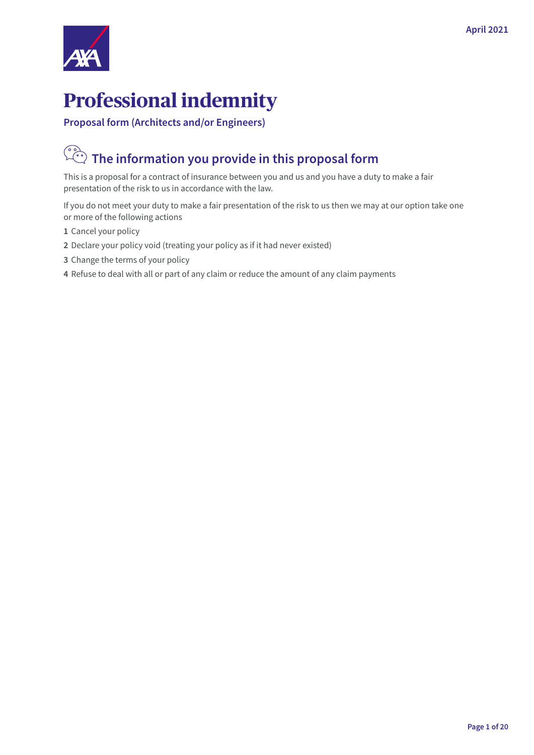April 2021

# Professional indemnity

**Proposal form (Architects and/or Engineers)**

## The information you provide in this proposal form

This is a proposal for a contract of insurance between you and us and you have a duty to make a fair presentation of the risk to us in accordance with the law.

If you do not meet your duty to make a fair presentation of the risk to us then we may at our option take one or more of the following actions

**1** Cancel your policy

**2** Declare your policy void (treating your policy as if it had never existed)

**3** Change the terms of your policy

**4** Refuse to deal with all or part of any claim or reduce the amount of any claim payments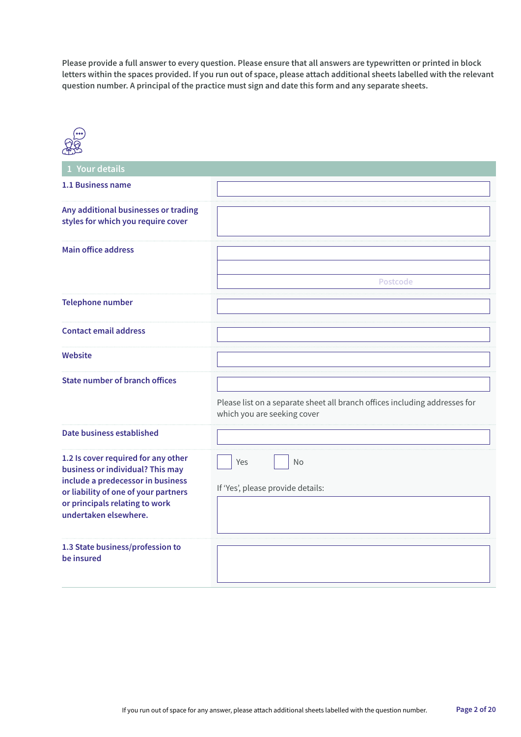**Please provide a full answer to every question. Please ensure that all answers are typewritten or printed in block letters within the spaces provided. If you run out of space, please attach additional sheets labelled with the relevant question number. A principal of the practice must sign and date this form and any separate sheets.**

## 1 Your details

| | |
|---|---|
| **1.1 Business name** | |
| **Any additional businesses or trading styles for which you require cover** | |
| **Main office address** | <br><br>Postcode |
| **Telephone number** | |
| **Contact email address** | |
| **Website** | |
| **State number of branch offices** | <br>Please list on a separate sheet all branch offices including addresses for which you are seeking cover |
| **Date business established** | |
| **1.2 Is cover required for any other business or individual? This may include a predecessor in business or liability of one of your partners or principals relating to work undertaken elsewhere.** | ☐ Yes ☐ No<br>If 'Yes', please provide details: |
| **1.3 State business/profession to be insured** | |

If you run out of space for any answer, please attach additional sheets labelled with the question number.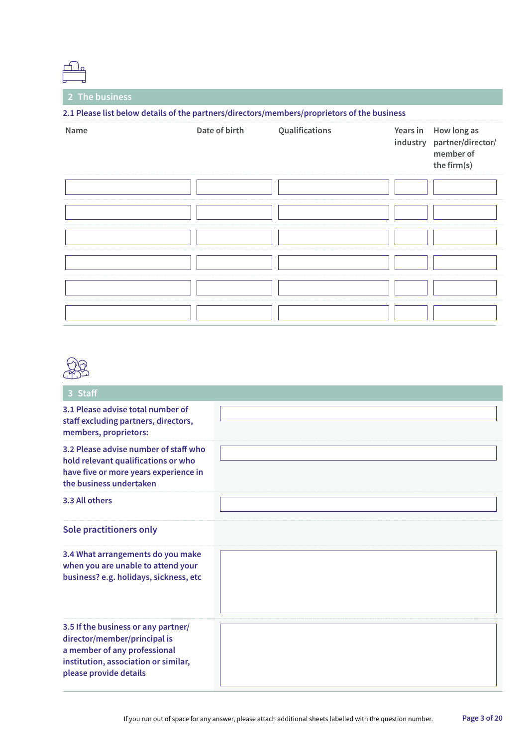## 2 The business

**2.1 Please list below details of the partners/directors/members/proprietors of the business**

| Name | Date of birth | Qualifications | Years in industry | How long as partner/director/member of the firm(s) |
|---|---|---|---|---|
| | | | | |
| | | | | |
| | | | | |
| | | | | |
| | | | | |
| | | | | |

## 3 Staff

| | |
|---|---|
| **3.1 Please advise total number of staff excluding partners, directors, members, proprietors:** | |
| **3.2 Please advise number of staff who hold relevant qualifications or who have five or more years experience in the business undertaken** | |
| **3.3 All others** | |

### Sole practitioners only

| | |
|---|---|
| **3.4 What arrangements do you make when you are unable to attend your business? e.g. holidays, sickness, etc** | |
| **3.5 If the business or any partner/director/member/principal is a member of any professional institution, association or similar, please provide details** | |

If you run out of space for any answer, please attach additional sheets labelled with the question number.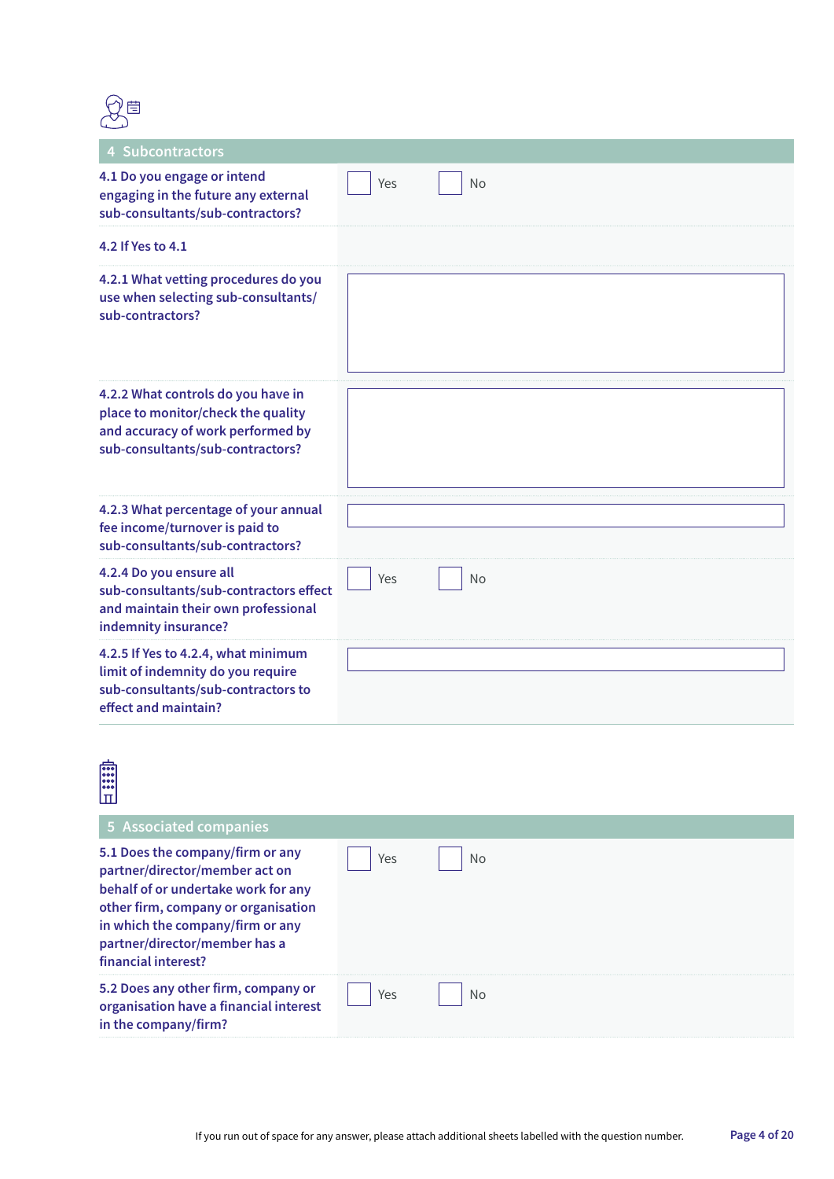## 4 Subcontractors

| | |
|---|---|
| 4.1 Do you engage or intend engaging in the future any external sub-consultants/sub-contractors? | ☐ Yes ☐ No |
| 4.2 If Yes to 4.1 | |
| 4.2.1 What vetting procedures do you use when selecting sub-consultants/sub-contractors? | |
| 4.2.2 What controls do you have in place to monitor/check the quality and accuracy of work performed by sub-consultants/sub-contractors? | |
| 4.2.3 What percentage of your annual fee income/turnover is paid to sub-consultants/sub-contractors? | |
| 4.2.4 Do you ensure all sub-consultants/sub-contractors effect and maintain their own professional indemnity insurance? | ☐ Yes ☐ No |
| 4.2.5 If Yes to 4.2.4, what minimum limit of indemnity do you require sub-consultants/sub-contractors to effect and maintain? | |

## 5 Associated companies

| | |
|---|---|
| 5.1 Does the company/firm or any partner/director/member act on behalf of or undertake work for any other firm, company or organisation in which the company/firm or any partner/director/member has a financial interest? | ☐ Yes ☐ No |
| 5.2 Does any other firm, company or organisation have a financial interest in the company/firm? | ☐ Yes ☐ No |

If you run out of space for any answer, please attach additional sheets labelled with the question number.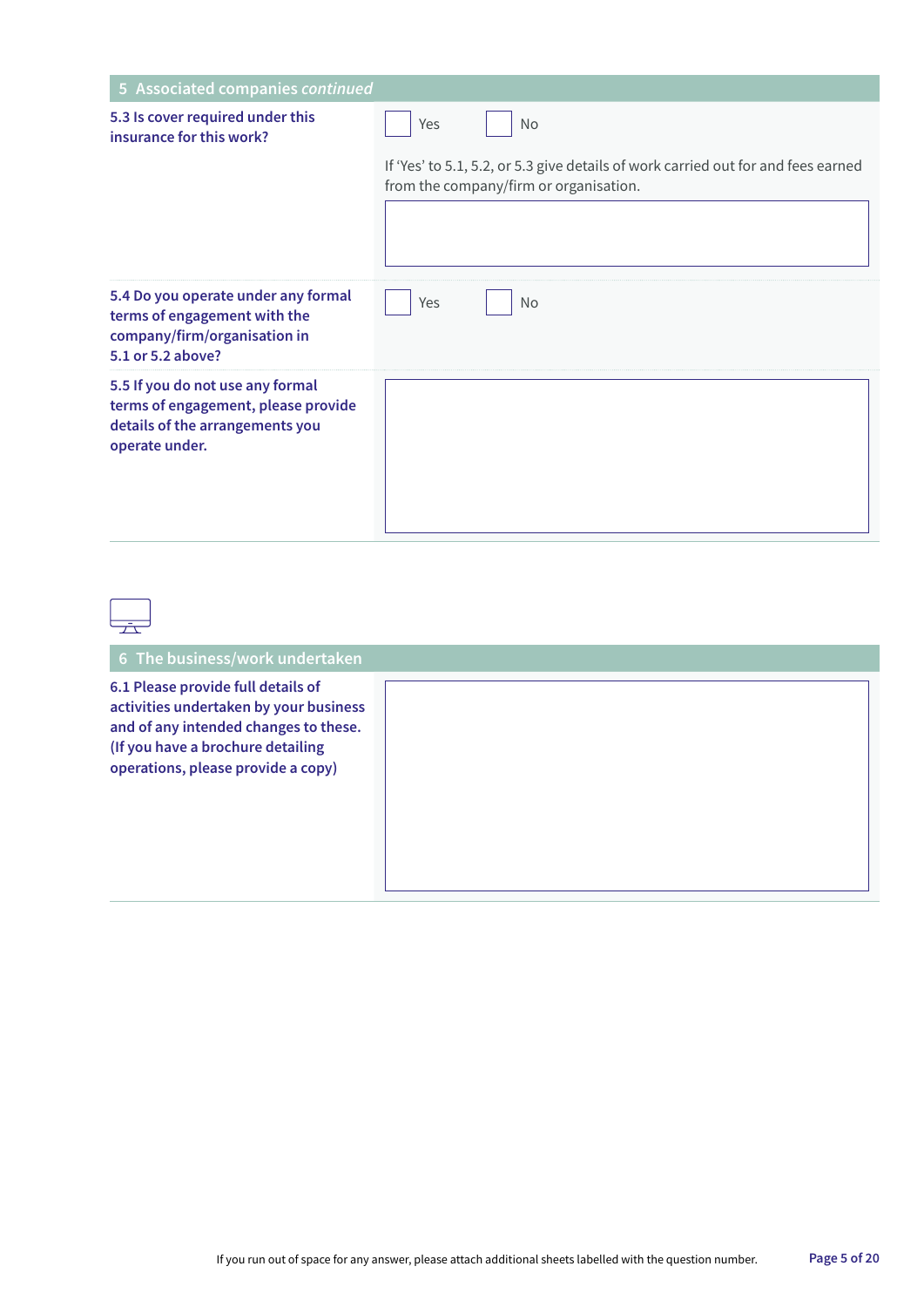## 5 Associated companies *continued*

**5.3 Is cover required under this insurance for this work?**

☐ Yes ☐ No

If 'Yes' to 5.1, 5.2, or 5.3 give details of work carried out for and fees earned from the company/firm or organisation.

**5.4 Do you operate under any formal terms of engagement with the company/firm/organisation in 5.1 or 5.2 above?**

☐ Yes ☐ No

**5.5 If you do not use any formal terms of engagement, please provide details of the arrangements you operate under.**

## 6 The business/work undertaken

**6.1 Please provide full details of activities undertaken by your business and of any intended changes to these. (If you have a brochure detailing operations, please provide a copy)**

If you run out of space for any answer, please attach additional sheets labelled with the question number.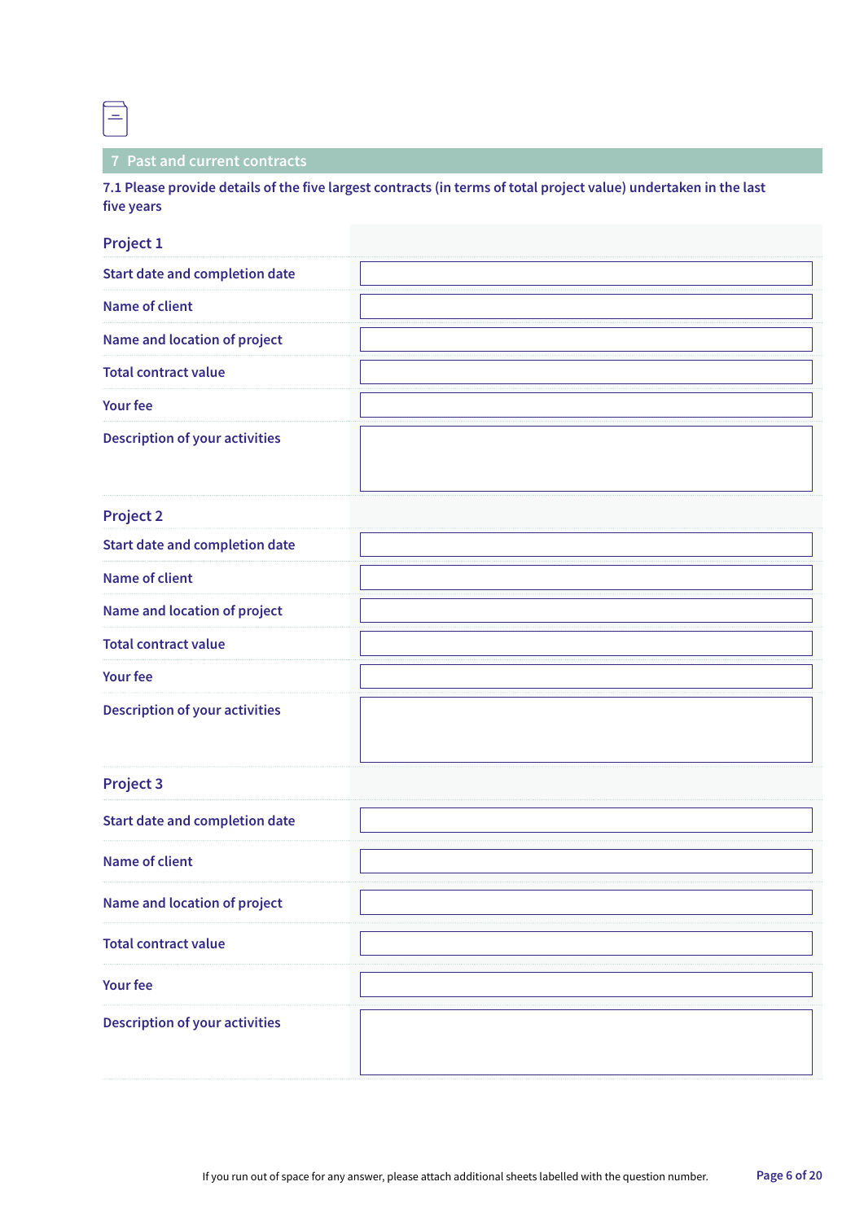## 7 Past and current contracts

**7.1 Please provide details of the five largest contracts (in terms of total project value) undertaken in the last five years**

### Project 1

| | |
|---|---|
| Start date and completion date | |
| Name of client | |
| Name and location of project | |
| Total contract value | |
| Your fee | |
| Description of your activities | |

### Project 2

| | |
|---|---|
| Start date and completion date | |
| Name of client | |
| Name and location of project | |
| Total contract value | |
| Your fee | |
| Description of your activities | |

### Project 3

| | |
|---|---|
| Start date and completion date | |
| Name of client | |
| Name and location of project | |
| Total contract value | |
| Your fee | |
| Description of your activities | |

If you run out of space for any answer, please attach additional sheets labelled with the question number.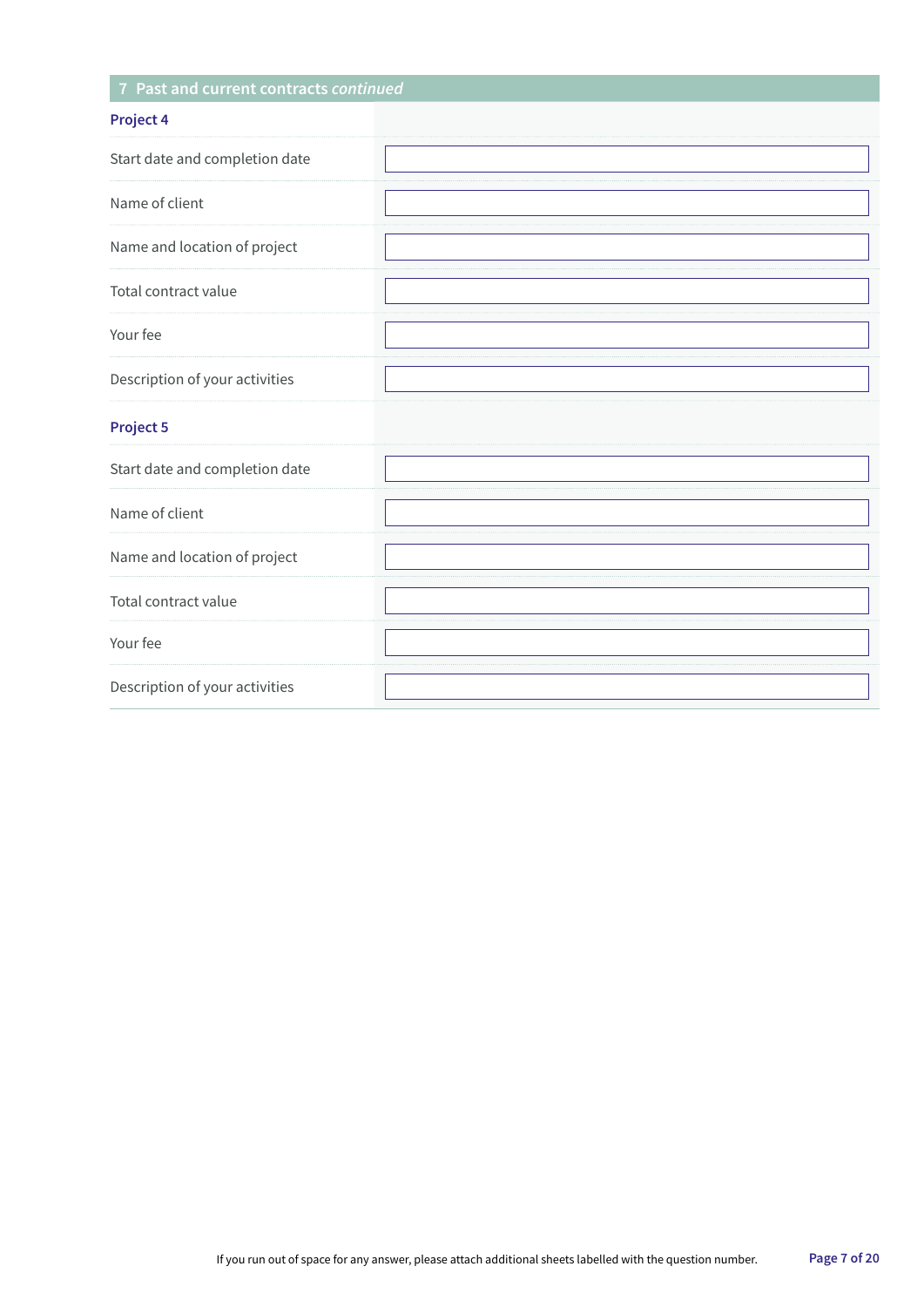## 7 Past and current contracts *continued*

### Project 4

| Field | |
|---|---|
| Start date and completion date | |
| Name of client | |
| Name and location of project | |
| Total contract value | |
| Your fee | |
| Description of your activities | |

### Project 5

| Field | |
|---|---|
| Start date and completion date | |
| Name of client | |
| Name and location of project | |
| Total contract value | |
| Your fee | |
| Description of your activities | |

If you run out of space for any answer, please attach additional sheets labelled with the question number.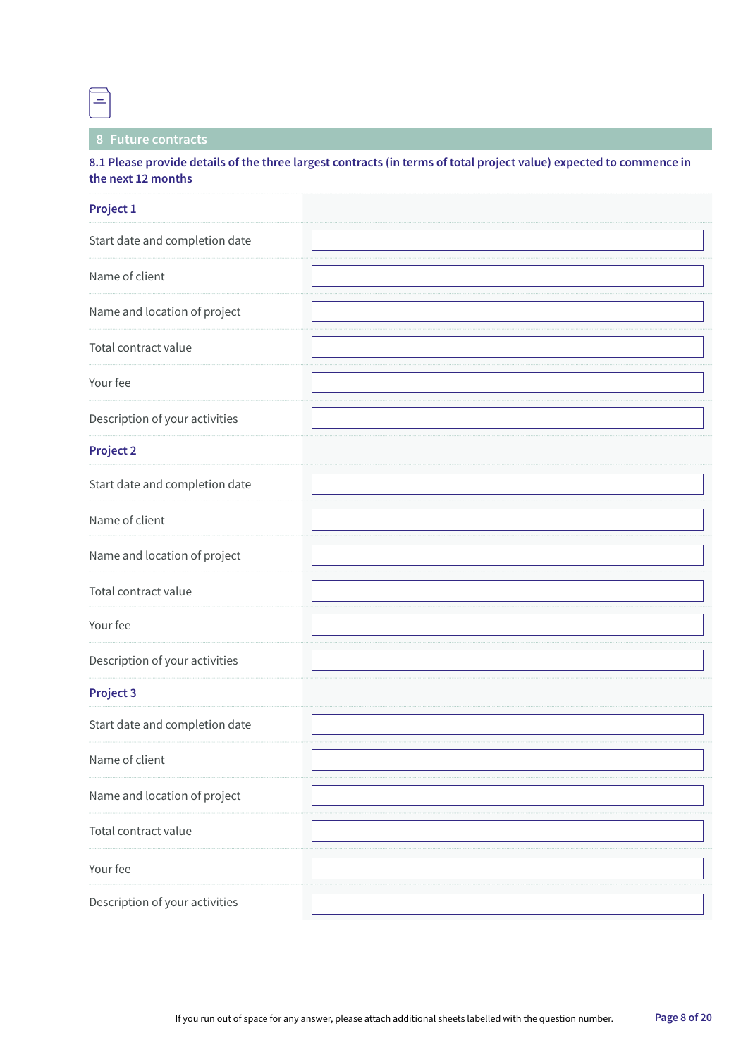## 8 Future contracts

**8.1 Please provide details of the three largest contracts (in terms of total project value) expected to commence in the next 12 months**

| **Project 1** | |
|---|---|
| Start date and completion date | |
| Name of client | |
| Name and location of project | |
| Total contract value | |
| Your fee | |
| Description of your activities | |
| **Project 2** | |
| Start date and completion date | |
| Name of client | |
| Name and location of project | |
| Total contract value | |
| Your fee | |
| Description of your activities | |
| **Project 3** | |
| Start date and completion date | |
| Name of client | |
| Name and location of project | |
| Total contract value | |
| Your fee | |
| Description of your activities | |

If you run out of space for any answer, please attach additional sheets labelled with the question number.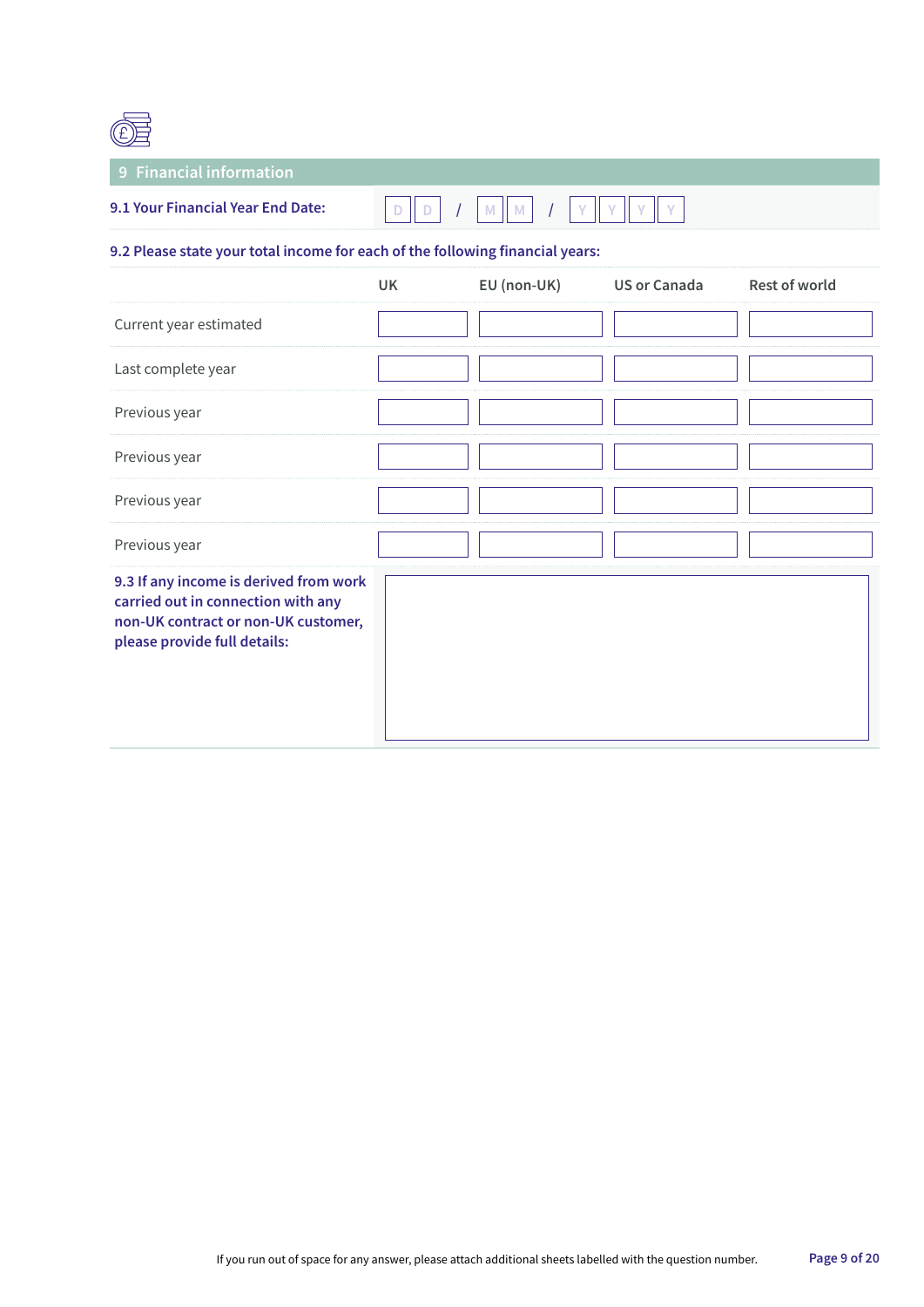## 9 Financial information

**9.1 Your Financial Year End Date:** D D / M M / Y Y Y Y

**9.2 Please state your total income for each of the following financial years:**

| | UK | EU (non-UK) | US or Canada | Rest of world |
|---|---|---|---|---|
| Current year estimated | | | | |
| Last complete year | | | | |
| Previous year | | | | |
| Previous year | | | | |
| Previous year | | | | |
| Previous year | | | | |

**9.3 If any income is derived from work carried out in connection with any non-UK contract or non-UK customer, please provide full details:**

If you run out of space for any answer, please attach additional sheets labelled with the question number.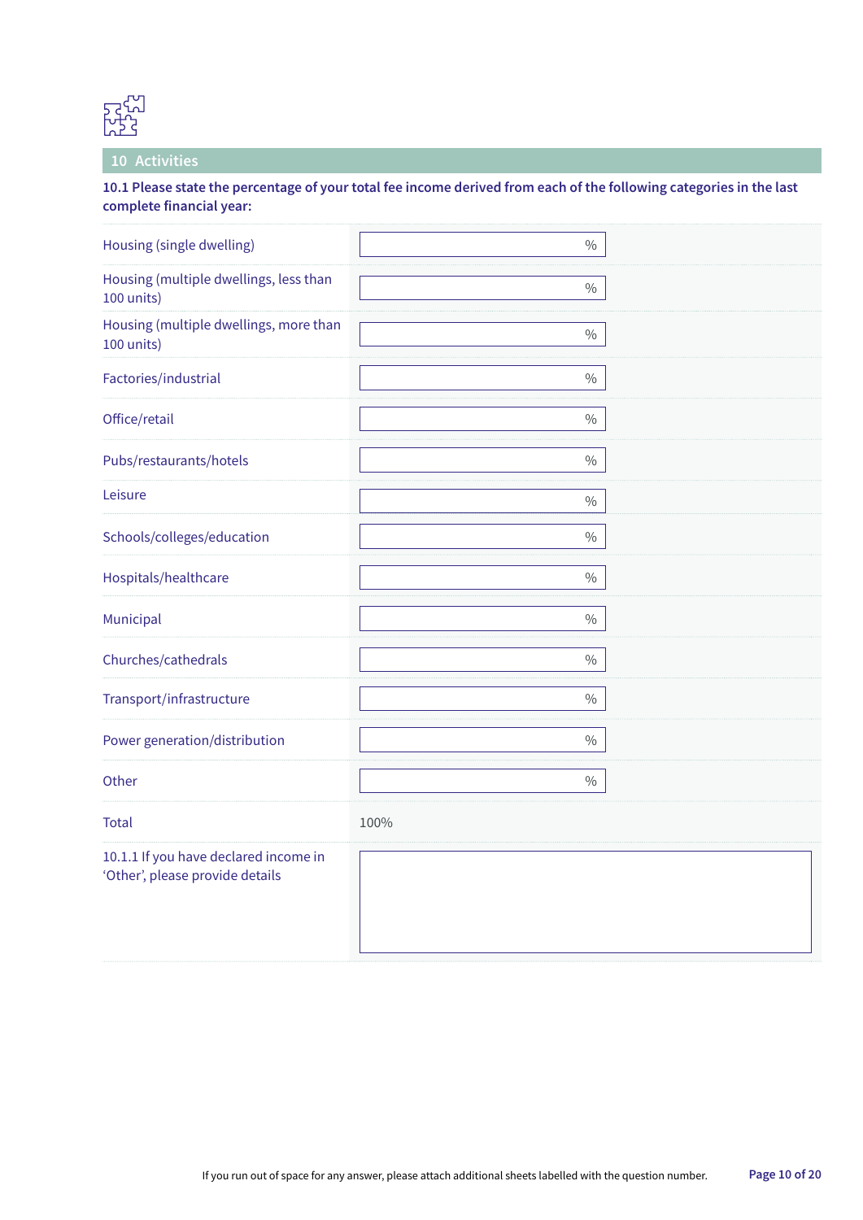## 10 Activities

**10.1 Please state the percentage of your total fee income derived from each of the following categories in the last complete financial year:**

| Category | Percentage |
|---|---|
| Housing (single dwelling) | % |
| Housing (multiple dwellings, less than 100 units) | % |
| Housing (multiple dwellings, more than 100 units) | % |
| Factories/industrial | % |
| Office/retail | % |
| Pubs/restaurants/hotels | % |
| Leisure | % |
| Schools/colleges/education | % |
| Hospitals/healthcare | % |
| Municipal | % |
| Churches/cathedrals | % |
| Transport/infrastructure | % |
| Power generation/distribution | % |
| Other | % |
| Total | 100% |

10.1.1 If you have declared income in 'Other', please provide details

If you run out of space for any answer, please attach additional sheets labelled with the question number.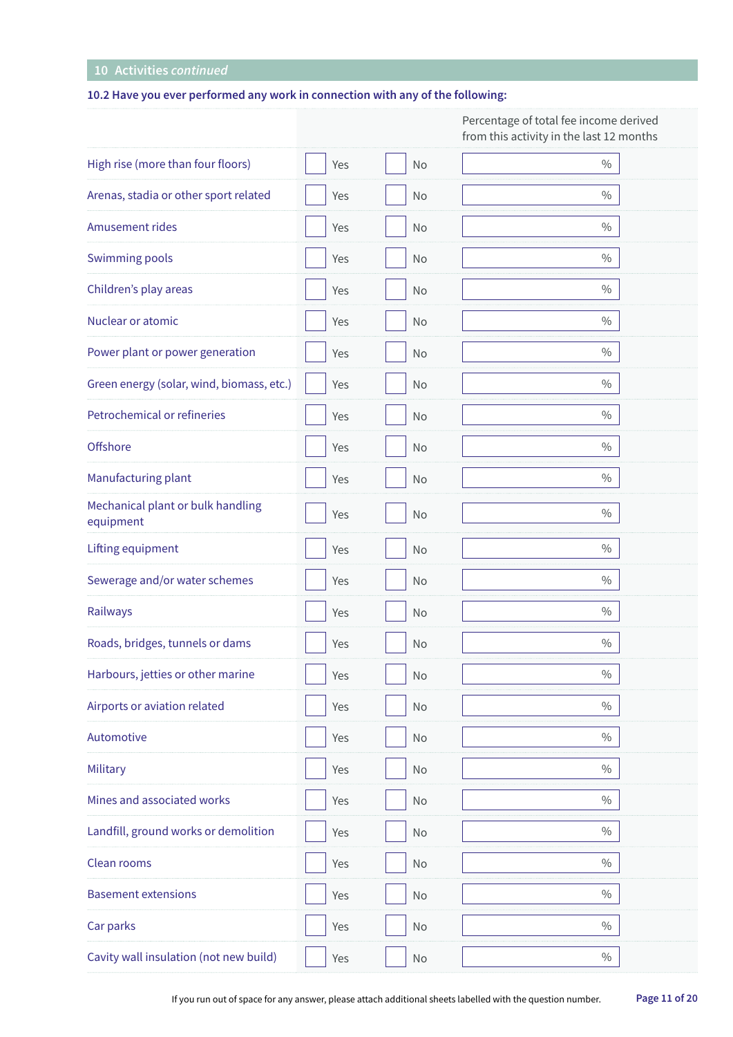## 10 Activities *continued*

**10.2 Have you ever performed any work in connection with any of the following:**

| | | | Percentage of total fee income derived from this activity in the last 12 months |
|---|---|---|---|
| High rise (more than four floors) | ☐ Yes | ☐ No | % |
| Arenas, stadia or other sport related | ☐ Yes | ☐ No | % |
| Amusement rides | ☐ Yes | ☐ No | % |
| Swimming pools | ☐ Yes | ☐ No | % |
| Children’s play areas | ☐ Yes | ☐ No | % |
| Nuclear or atomic | ☐ Yes | ☐ No | % |
| Power plant or power generation | ☐ Yes | ☐ No | % |
| Green energy (solar, wind, biomass, etc.) | ☐ Yes | ☐ No | % |
| Petrochemical or refineries | ☐ Yes | ☐ No | % |
| Offshore | ☐ Yes | ☐ No | % |
| Manufacturing plant | ☐ Yes | ☐ No | % |
| Mechanical plant or bulk handling equipment | ☐ Yes | ☐ No | % |
| Lifting equipment | ☐ Yes | ☐ No | % |
| Sewerage and/or water schemes | ☐ Yes | ☐ No | % |
| Railways | ☐ Yes | ☐ No | % |
| Roads, bridges, tunnels or dams | ☐ Yes | ☐ No | % |
| Harbours, jetties or other marine | ☐ Yes | ☐ No | % |
| Airports or aviation related | ☐ Yes | ☐ No | % |
| Automotive | ☐ Yes | ☐ No | % |
| Military | ☐ Yes | ☐ No | % |
| Mines and associated works | ☐ Yes | ☐ No | % |
| Landfill, ground works or demolition | ☐ Yes | ☐ No | % |
| Clean rooms | ☐ Yes | ☐ No | % |
| Basement extensions | ☐ Yes | ☐ No | % |
| Car parks | ☐ Yes | ☐ No | % |
| Cavity wall insulation (not new build) | ☐ Yes | ☐ No | % |

If you run out of space for any answer, please attach additional sheets labelled with the question number.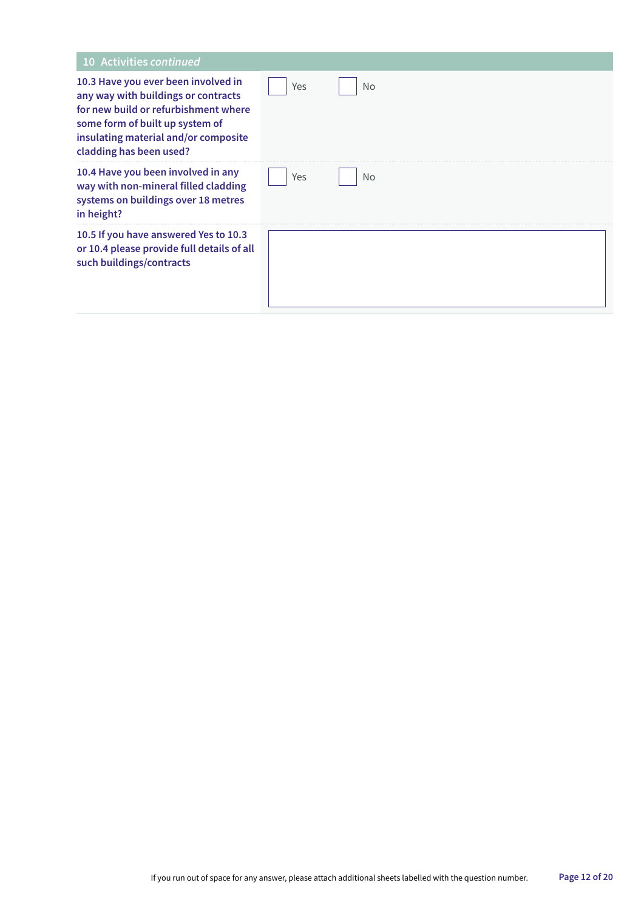## 10 Activities *continued*

| | |
|---|---|
| **10.3 Have you ever been involved in any way with buildings or contracts for new build or refurbishment where some form of built up system of insulating material and/or composite cladding has been used?** | ☐ Yes ☐ No |
| **10.4 Have you been involved in any way with non-mineral filled cladding systems on buildings over 18 metres in height?** | ☐ Yes ☐ No |
| **10.5 If you have answered Yes to 10.3 or 10.4 please provide full details of all such buildings/contracts** | |

If you run out of space for any answer, please attach additional sheets labelled with the question number.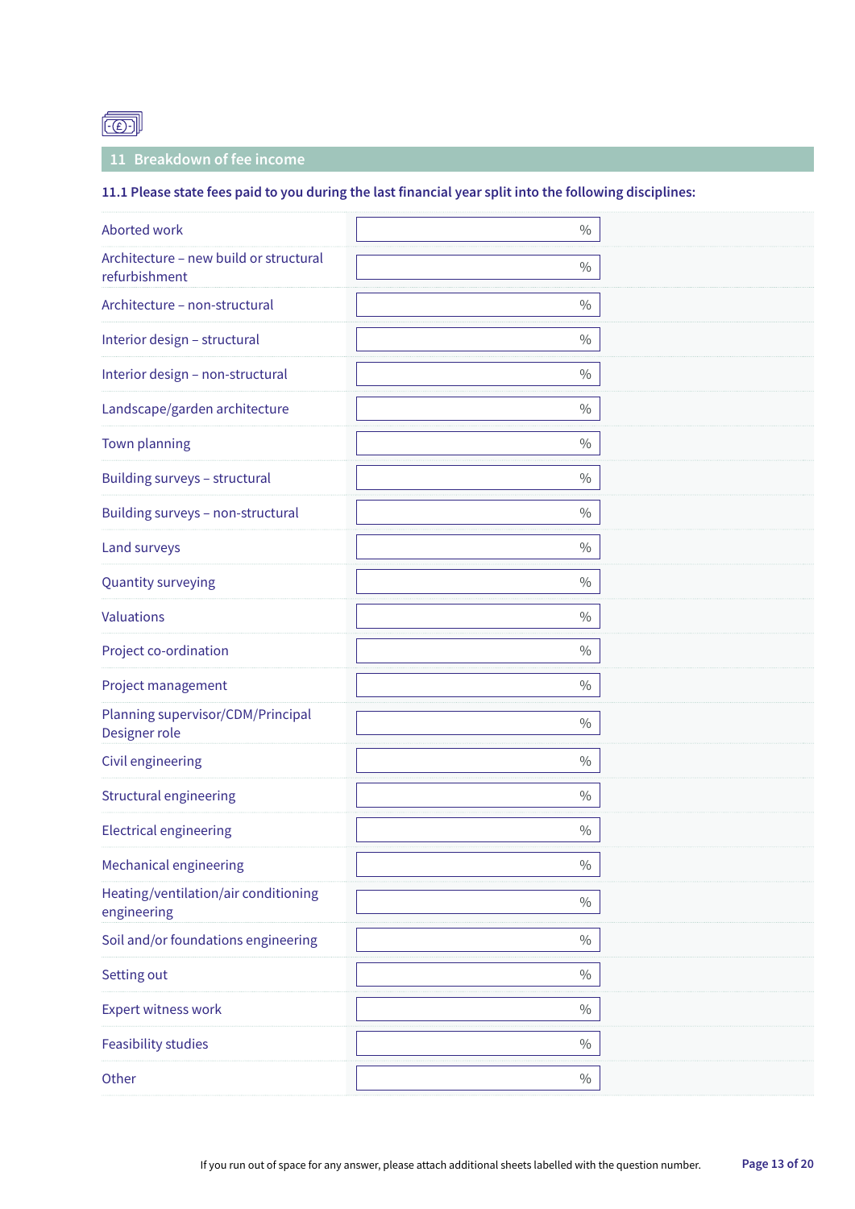## 11 Breakdown of fee income

**11.1 Please state fees paid to you during the last financial year split into the following disciplines:**

| Discipline | % |
|---|---|
| Aborted work | % |
| Architecture – new build or structural refurbishment | % |
| Architecture – non-structural | % |
| Interior design – structural | % |
| Interior design – non-structural | % |
| Landscape/garden architecture | % |
| Town planning | % |
| Building surveys – structural | % |
| Building surveys – non-structural | % |
| Land surveys | % |
| Quantity surveying | % |
| Valuations | % |
| Project co-ordination | % |
| Project management | % |
| Planning supervisor/CDM/Principal Designer role | % |
| Civil engineering | % |
| Structural engineering | % |
| Electrical engineering | % |
| Mechanical engineering | % |
| Heating/ventilation/air conditioning engineering | % |
| Soil and/or foundations engineering | % |
| Setting out | % |
| Expert witness work | % |
| Feasibility studies | % |
| Other | % |

If you run out of space for any answer, please attach additional sheets labelled with the question number.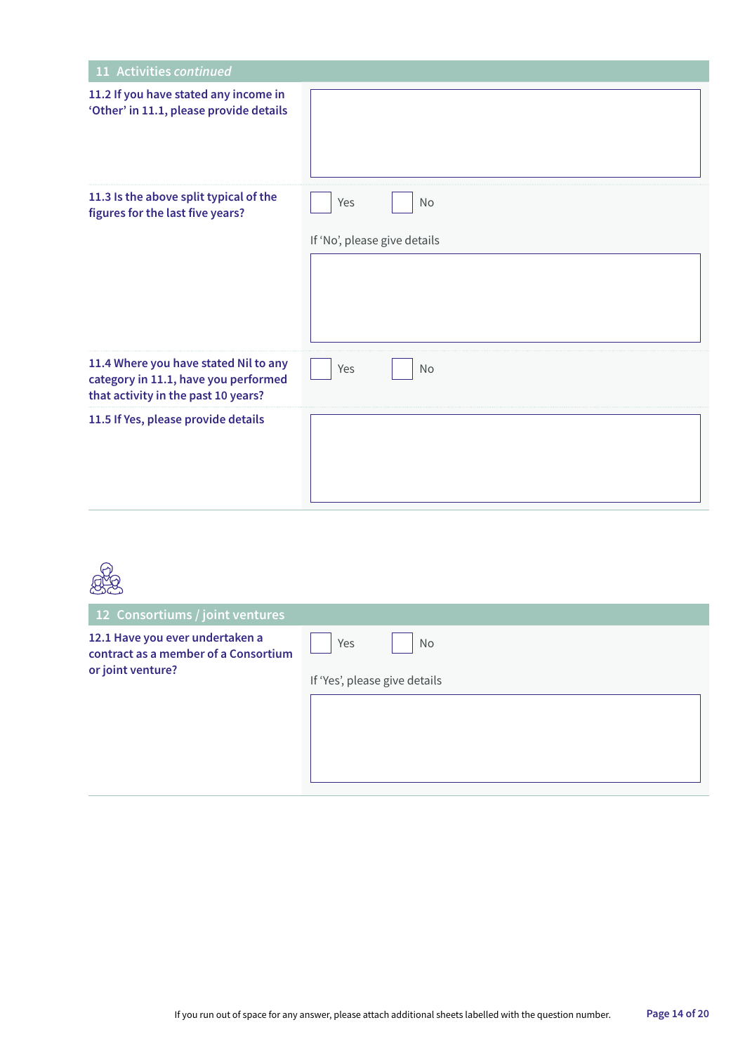## 11 Activities *continued*

**11.2 If you have stated any income in 'Other' in 11.1, please provide details**

**11.3 Is the above split typical of the figures for the last five years?**

☐ Yes ☐ No

If 'No', please give details

**11.4 Where you have stated Nil to any category in 11.1, have you performed that activity in the past 10 years?**

☐ Yes ☐ No

**11.5 If Yes, please provide details**

## 12 Consortiums / joint ventures

**12.1 Have you ever undertaken a contract as a member of a Consortium or joint venture?**

☐ Yes ☐ No

If 'Yes', please give details

If you run out of space for any answer, please attach additional sheets labelled with the question number.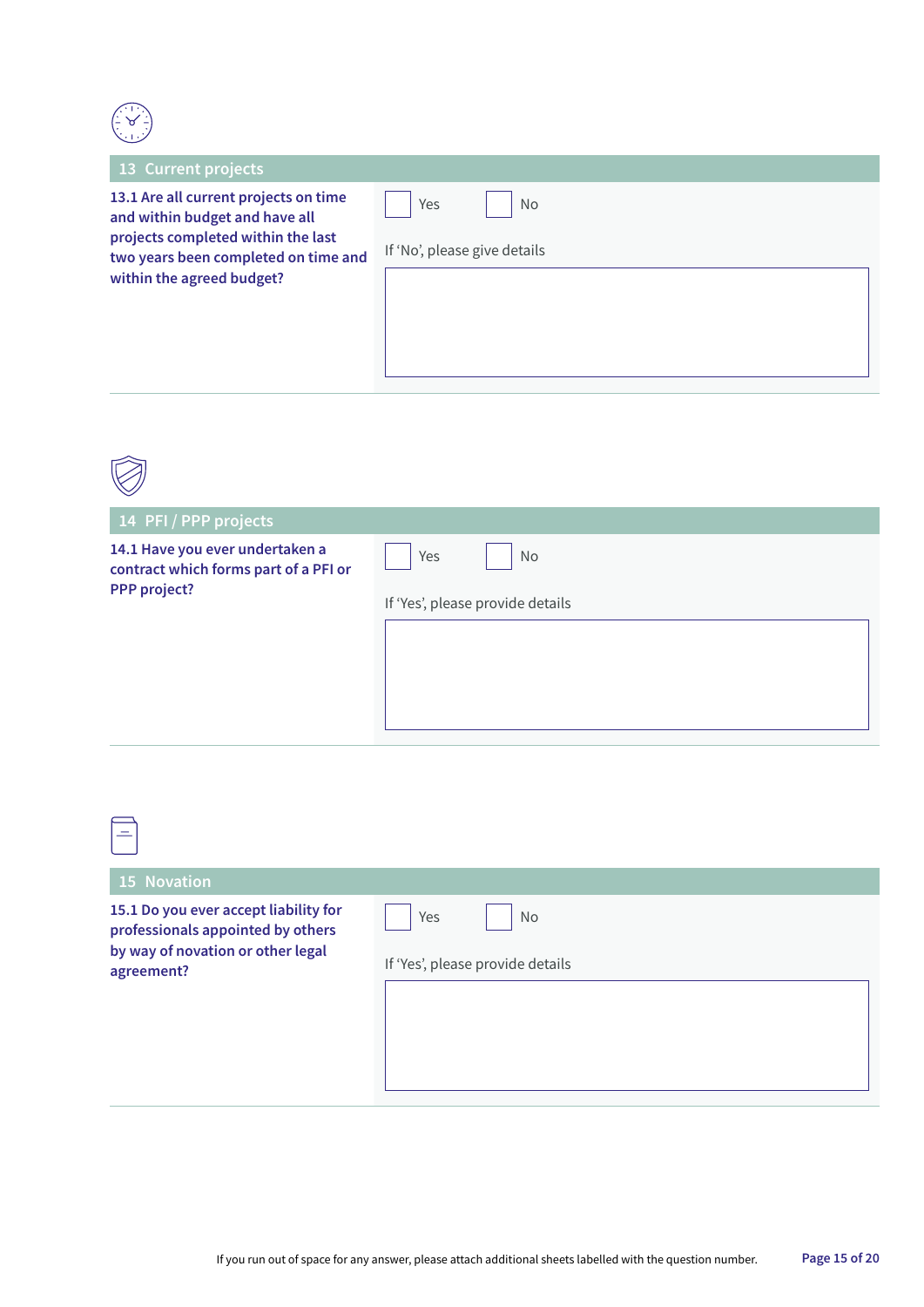## 13 Current projects

**13.1 Are all current projects on time and within budget and have all projects completed within the last two years been completed on time and within the agreed budget?**

☐ Yes ☐ No

If 'No', please give details

## 14 PFI / PPP projects

**14.1 Have you ever undertaken a contract which forms part of a PFI or PPP project?**

☐ Yes ☐ No

If 'Yes', please provide details

## 15 Novation

**15.1 Do you ever accept liability for professionals appointed by others by way of novation or other legal agreement?**

☐ Yes ☐ No

If 'Yes', please provide details

If you run out of space for any answer, please attach additional sheets labelled with the question number.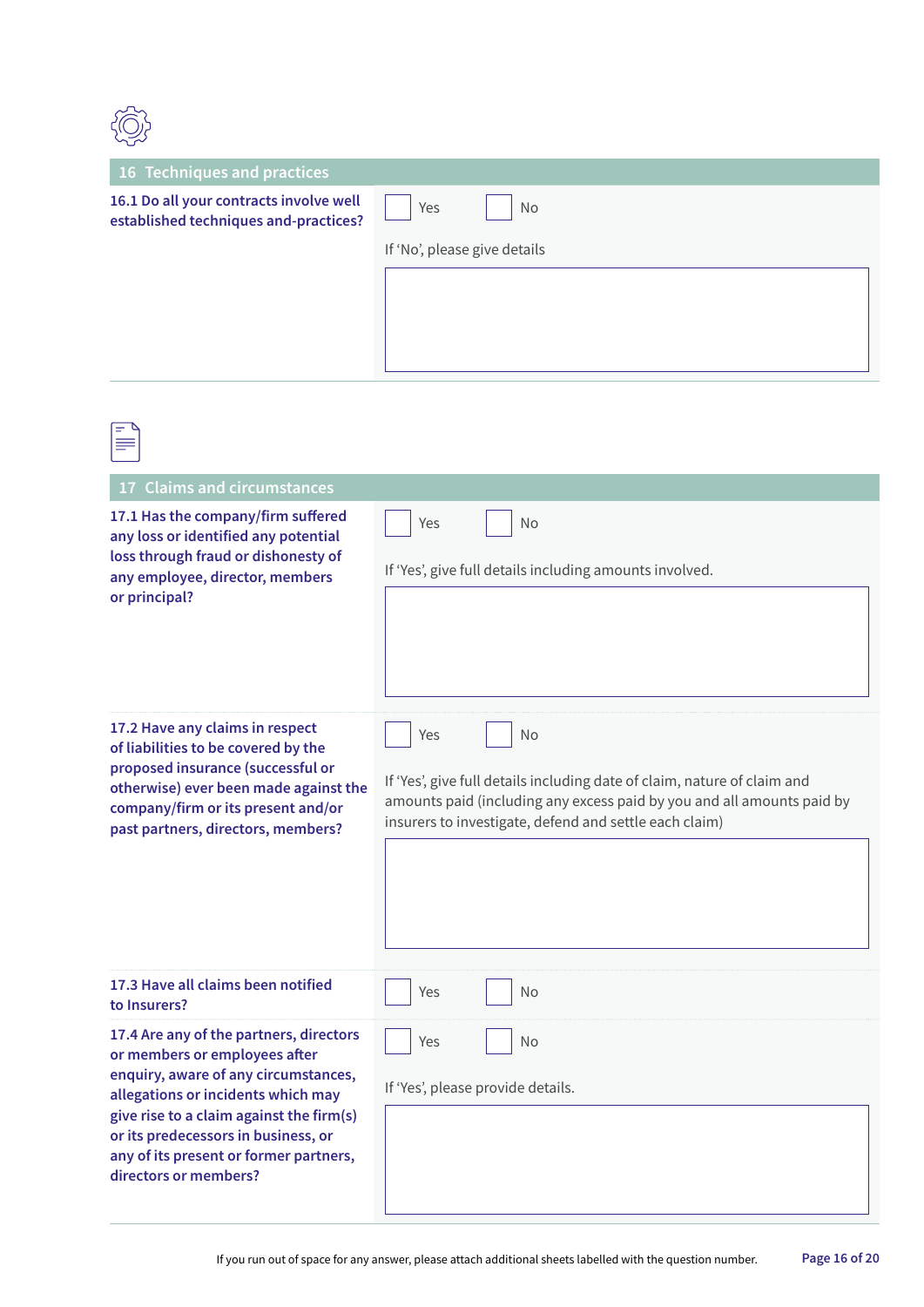## 16 Techniques and practices

**16.1 Do all your contracts involve well established techniques and-practices?**

☐ Yes ☐ No

If 'No', please give details

## 17 Claims and circumstances

**17.1 Has the company/firm suffered any loss or identified any potential loss through fraud or dishonesty of any employee, director, members or principal?**

☐ Yes ☐ No

If 'Yes', give full details including amounts involved.

**17.2 Have any claims in respect of liabilities to be covered by the proposed insurance (successful or otherwise) ever been made against the company/firm or its present and/or past partners, directors, members?**

☐ Yes ☐ No

If 'Yes', give full details including date of claim, nature of claim and amounts paid (including any excess paid by you and all amounts paid by insurers to investigate, defend and settle each claim)

**17.3 Have all claims been notified to Insurers?**

☐ Yes ☐ No

**17.4 Are any of the partners, directors or members or employees after enquiry, aware of any circumstances, allegations or incidents which may give rise to a claim against the firm(s) or its predecessors in business, or any of its present or former partners, directors or members?**

☐ Yes ☐ No

If 'Yes', please provide details.

If you run out of space for any answer, please attach additional sheets labelled with the question number.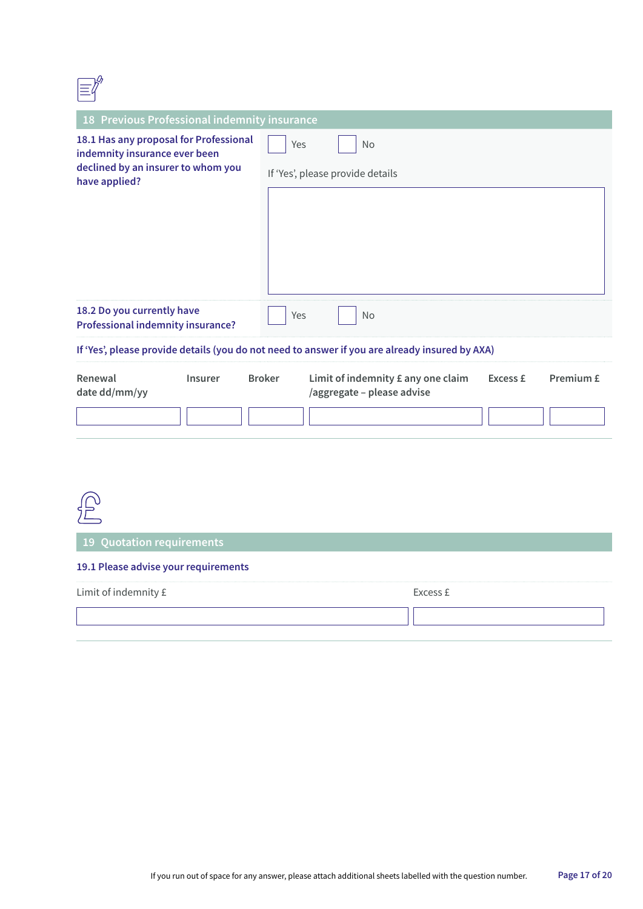## 18 Previous Professional indemnity insurance

**18.1 Has any proposal for Professional indemnity insurance ever been declined by an insurer to whom you have applied?**

☐ Yes ☐ No

If 'Yes', please provide details

**18.2 Do you currently have Professional indemnity insurance?**

☐ Yes ☐ No

**If 'Yes', please provide details (you do not need to answer if you are already insured by AXA)**

| Renewal date dd/mm/yy | Insurer | Broker | Limit of indemnity £ any one claim /aggregate – please advise | Excess £ | Premium £ |
|---|---|---|---|---|---|
| | | | | | |

## 19 Quotation requirements

**19.1 Please advise your requirements**

| Limit of indemnity £ | Excess £ |
|---|---|
| | |

If you run out of space for any answer, please attach additional sheets labelled with the question number.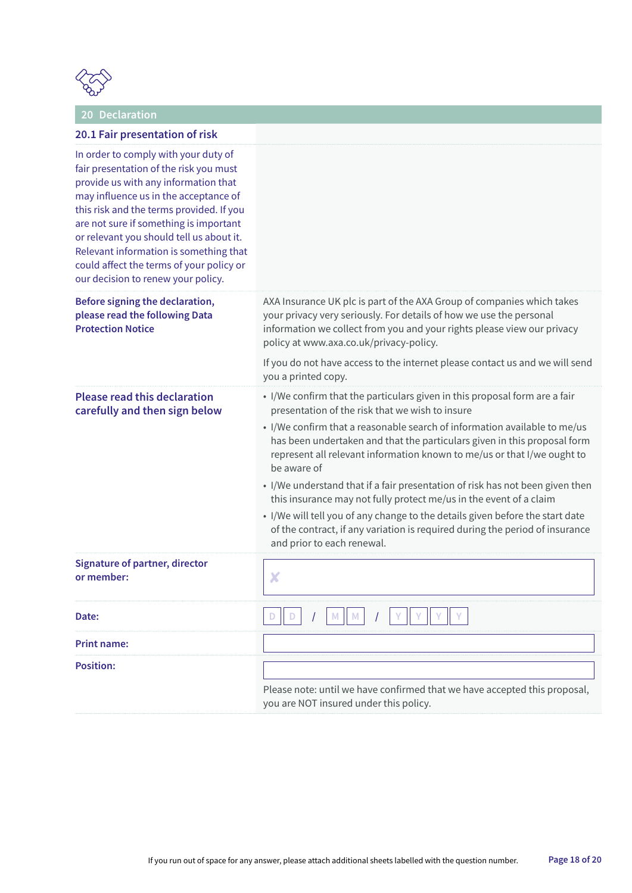## 20 Declaration

### 20.1 Fair presentation of risk

In order to comply with your duty of fair presentation of the risk you must provide us with any information that may influence us in the acceptance of this risk and the terms provided. If you are not sure if something is important or relevant you should tell us about it. Relevant information is something that could affect the terms of your policy or our decision to renew your policy.

**Before signing the declaration, please read the following Data Protection Notice**

AXA Insurance UK plc is part of the AXA Group of companies which takes your privacy very seriously. For details of how we use the personal information we collect from you and your rights please view our privacy policy at www.axa.co.uk/privacy-policy.

If you do not have access to the internet please contact us and we will send you a printed copy.

**Please read this declaration carefully and then sign below**

- I/We confirm that the particulars given in this proposal form are a fair presentation of the risk that we wish to insure
- I/We confirm that a reasonable search of information available to me/us has been undertaken and that the particulars given in this proposal form represent all relevant information known to me/us or that I/we ought to be aware of
- I/We understand that if a fair presentation of risk has not been given then this insurance may not fully protect me/us in the event of a claim
- I/We will tell you of any change to the details given before the start date of the contract, if any variation is required during the period of insurance and prior to each renewal.

**Signature of partner, director or member:** ✗

**Date:** D D / M M / Y Y Y Y

**Print name:**

**Position:**

Please note: until we have confirmed that we have accepted this proposal, you are NOT insured under this policy.

If you run out of space for any answer, please attach additional sheets labelled with the question number.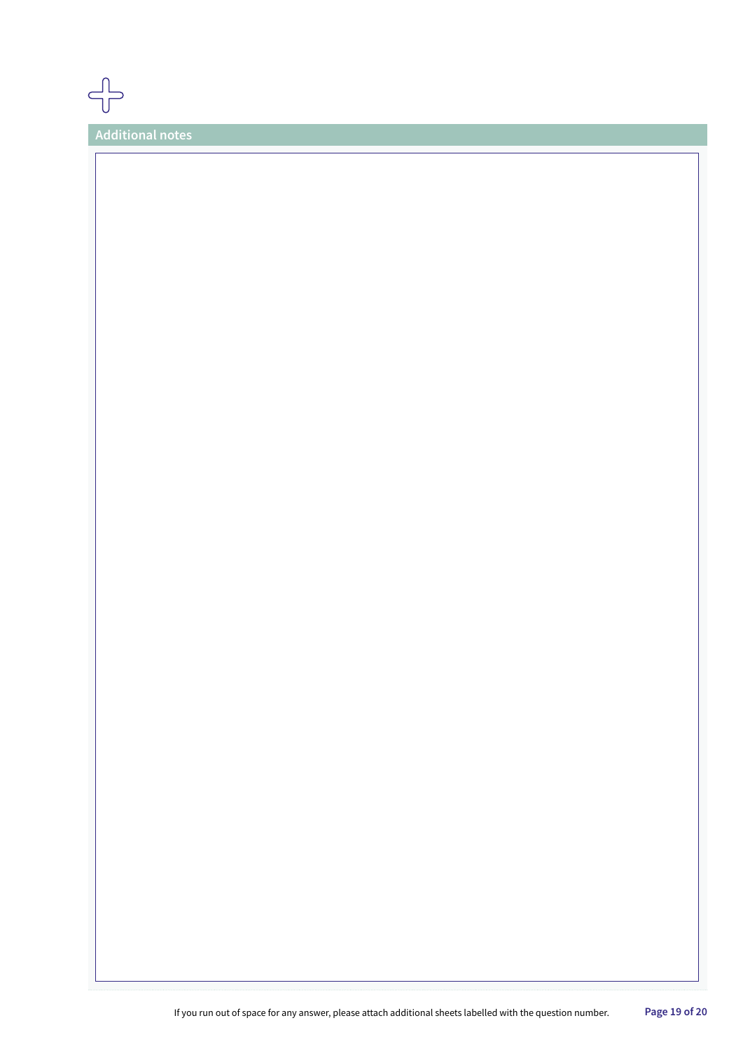## Additional notes

If you run out of space for any answer, please attach additional sheets labelled with the question number.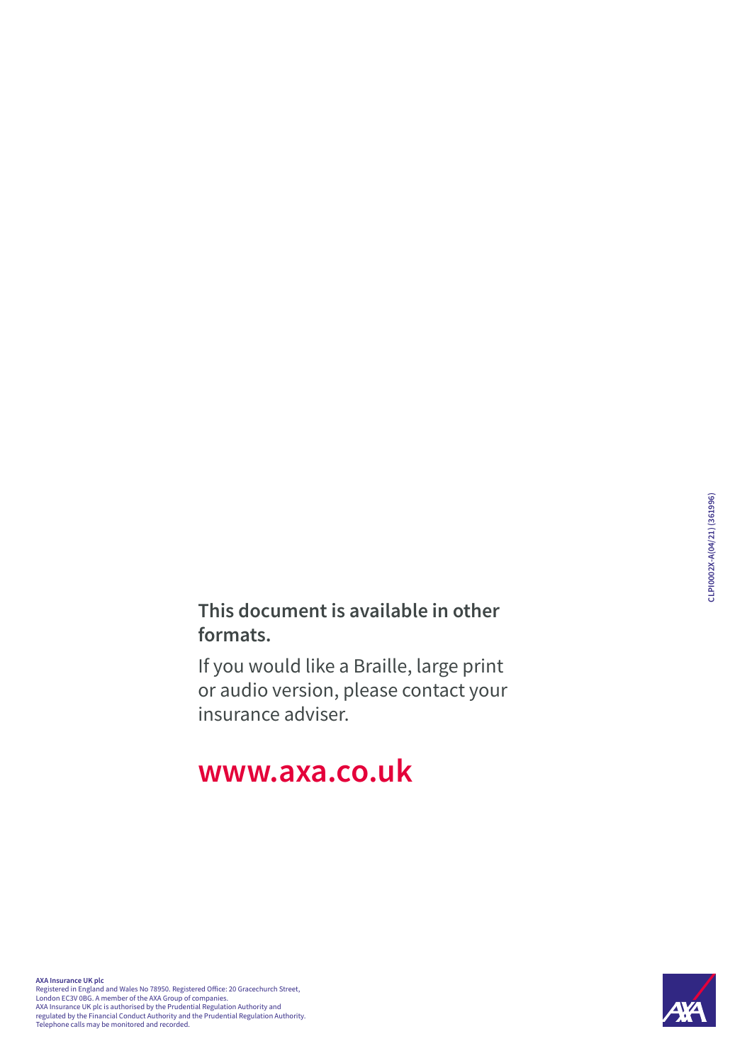**This document is available in other formats.**

If you would like a Braille, large print or audio version, please contact your insurance adviser.

**www.axa.co.uk**

CLPI0002X-A(04/21) (361996)

**AXA Insurance UK plc**
Registered in England and Wales No 78950. Registered Office: 20 Gracechurch Street, London EC3V 0BG. A member of the AXA Group of companies.
AXA Insurance UK plc is authorised by the Prudential Regulation Authority and regulated by the Financial Conduct Authority and the Prudential Regulation Authority.
Telephone calls may be monitored and recorded.